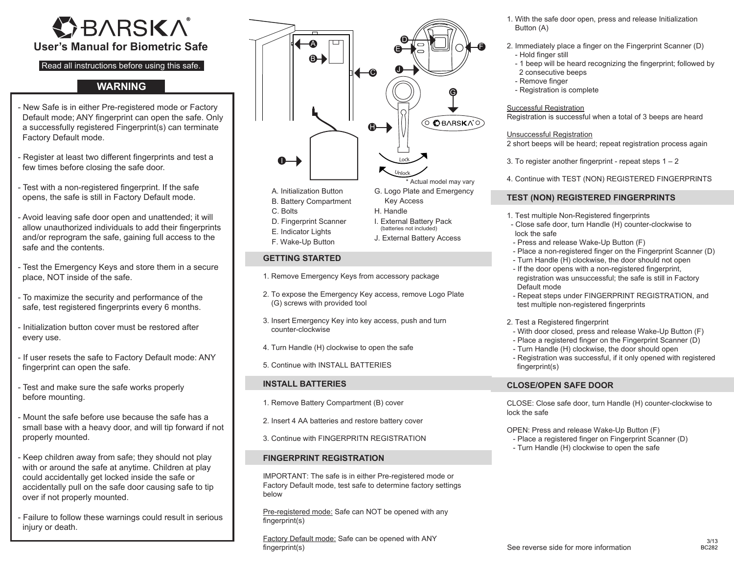# BARSKA®

## User's Manual for Biometric Safe

Read all instructions before using this safe.

## WARNING

- New Safe is in either Pre-registered mode or Factory Default mode; ANY fingerprint can open the safe. Only a successfully registered Fingerprint(s) can terminate Factory Default mode.
- Register at least two different fingerprints and test a few times before closing the safe door.
- Test with a non-registered fingerprint. If the safe opens, the safe is still in Factory Default mode.
- Avoid leaving safe door open and unattended; it will allow unauthorized individuals to add their fingerprints and/or reprogram the safe, gaining full access to the safe and the contents.
- Test the Emergency Keys and store them in a secure place, NOT inside of the safe.
- To maximize the security and performance of the safe, test registered fingerprints every 6 months.
- Initialization button cover must be restored after every use.
- If user resets the safe to Factory Default mode: ANY fingerprint can open the safe.
- Test and make sure the safe works properly before mounting.
- Mount the safe before use because the safe has a small base with a heavy door, and will tip forward if not properly mounted.
- Keep children away from safe; they should not play with or around the safe at anytime. Children at play could accidentally get locked inside the safe or accidentally pull on the safe door causing safe to tip over if not properly mounted.
- Failure to follow these warnings could result in serious injury or death.

Lock
Unlock
* Actual model may vary

- A. Initialization Button
- B. Battery Compartment
- C. Bolts
- D. Fingerprint Scanner
- E. Indicator Lights
- F. Wake-Up Button
- G. Logo Plate and Emergency Key Access
- H. Handle
- I. External Battery Pack (batteries not included)
- J. External Battery Access

## GETTING STARTED

1. Remove Emergency Keys from accessory package
2. To expose the Emergency Key access, remove Logo Plate (G) screws with provided tool
3. Insert Emergency Key into key access, push and turn counter-clockwise
4. Turn Handle (H) clockwise to open the safe
5. Continue with INSTALL BATTERIES

## INSTALL BATTERIES

1. Remove Battery Compartment (B) cover
2. Insert 4 AA batteries and restore battery cover
3. Continue with FINGERPRITN REGISTRATION

## FINGERPRINT REGISTRATION

IMPORTANT: The safe is in either Pre-registered mode or Factory Default mode, test safe to determine factory settings below

Pre-registered mode: Safe can NOT be opened with any fingerprint(s)

Factory Default mode: Safe can be opened with ANY fingerprint(s)

1. With the safe door open, press and release Initialization Button (A)
2. Immediately place a finger on the Fingerprint Scanner (D)
   - Hold finger still
   - 1 beep will be heard recognizing the fingerprint; followed by 2 consecutive beeps
   - Remove finger
   - Registration is complete

Successful Registration
Registration is successful when a total of 3 beeps are heard

Unsuccessful Registration
2 short beeps will be heard; repeat registration process again

3. To register another fingerprint - repeat steps 1 – 2
4. Continue with TEST (NON) REGISTERED FINGERPRINTS

## TEST (NON) REGISTERED FINGERPRINTS

1. Test multiple Non-Registered fingerprints
   - Close safe door, turn Handle (H) counter-clockwise to lock the safe
   - Press and release Wake-Up Button (F)
   - Place a non-registered finger on the Fingerprint Scanner (D)
   - Turn Handle (H) clockwise, the door should not open
   - If the door opens with a non-registered fingerprint, registration was unsuccessful; the safe is still in Factory Default mode
   - Repeat steps under FINGERPRINT REGISTRATION, and test multiple non-registered fingerprints
2. Test a Registered fingerprint
   - With door closed, press and release Wake-Up Button (F)
   - Place a registered finger on the Fingerprint Scanner (D)
   - Turn Handle (H) clockwise, the door should open
   - Registration was successful, if it only opened with registered fingerprint(s)

## CLOSE/OPEN SAFE DOOR

CLOSE: Close safe door, turn Handle (H) counter-clockwise to lock the safe

OPEN: Press and release Wake-Up Button (F)
- Place a registered finger on Fingerprint Scanner (D)
- Turn Handle (H) clockwise to open the safe

See reverse side for more information

3/13
BC282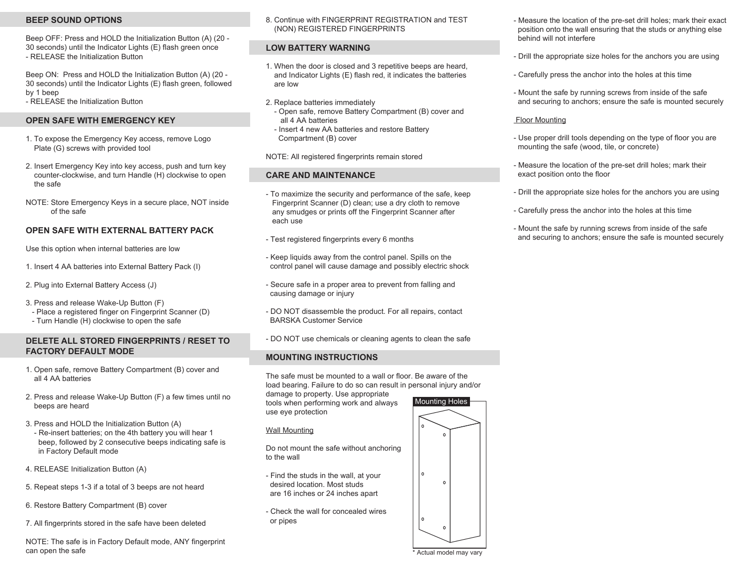## BEEP SOUND OPTIONS

Beep OFF: Press and HOLD the Initialization Button (A) (20 - 30 seconds) until the Indicator Lights (E) flash green once
- RELEASE the Initialization Button

Beep ON: Press and HOLD the Initialization Button (A) (20 - 30 seconds) until the Indicator Lights (E) flash green, followed by 1 beep
- RELEASE the Initialization Button

## OPEN SAFE WITH EMERGENCY KEY

1. To expose the Emergency Key access, remove Logo Plate (G) screws with provided tool

2. Insert Emergency Key into key access, push and turn key counter-clockwise, and turn Handle (H) clockwise to open the safe

NOTE: Store Emergency Keys in a secure place, NOT inside of the safe

## OPEN SAFE WITH EXTERNAL BATTERY PACK

Use this option when internal batteries are low

1. Insert 4 AA batteries into External Battery Pack (I)

2. Plug into External Battery Access (J)

3. Press and release Wake-Up Button (F)
   - Place a registered finger on Fingerprint Scanner (D)
   - Turn Handle (H) clockwise to open the safe

## DELETE ALL STORED FINGERPRINTS / RESET TO FACTORY DEFAULT MODE

1. Open safe, remove Battery Compartment (B) cover and all 4 AA batteries

2. Press and release Wake-Up Button (F) a few times until no beeps are heard

3. Press and HOLD the Initialization Button (A)
   - Re-insert batteries; on the 4th battery you will hear 1 beep, followed by 2 consecutive beeps indicating safe is in Factory Default mode

4. RELEASE Initialization Button (A)

5. Repeat steps 1-3 if a total of 3 beeps are not heard

6. Restore Battery Compartment (B) cover

7. All fingerprints stored in the safe have been deleted

NOTE: The safe is in Factory Default mode, ANY fingerprint can open the safe

8. Continue with FINGERPRINT REGISTRATION and TEST (NON) REGISTERED FINGERPRINTS

## LOW BATTERY WARNING

1. When the door is closed and 3 repetitive beeps are heard, and Indicator Lights (E) flash red, it indicates the batteries are low

2. Replace batteries immediately
   - Open safe, remove Battery Compartment (B) cover and all 4 AA batteries
   - Insert 4 new AA batteries and restore Battery Compartment (B) cover

NOTE: All registered fingerprints remain stored

## CARE AND MAINTENANCE

- To maximize the security and performance of the safe, keep Fingerprint Scanner (D) clean; use a dry cloth to remove any smudges or prints off the Fingerprint Scanner after each use

- Test registered fingerprints every 6 months

- Keep liquids away from the control panel. Spills on the control panel will cause damage and possibly electric shock

- Secure safe in a proper area to prevent from falling and causing damage or injury

- DO NOT disassemble the product. For all repairs, contact BARSKA Customer Service

- DO NOT use chemicals or cleaning agents to clean the safe

## MOUNTING INSTRUCTIONS

The safe must be mounted to a wall or floor. Be aware of the load bearing. Failure to do so can result in personal injury and/or damage to property. Use appropriate tools when performing work and always use eye protection

Mounting Holes

\* Actual model may vary

Wall Mounting

Do not mount the safe without anchoring to the wall

- Find the studs in the wall, at your desired location. Most studs are 16 inches or 24 inches apart

- Check the wall for concealed wires or pipes

- Measure the location of the pre-set drill holes; mark their exact position onto the wall ensuring that the studs or anything else behind will not interfere

- Drill the appropriate size holes for the anchors you are using

- Carefully press the anchor into the holes at this time

- Mount the safe by running screws from inside of the safe and securing to anchors; ensure the safe is mounted securely

Floor Mounting

- Use proper drill tools depending on the type of floor you are mounting the safe (wood, tile, or concrete)

- Measure the location of the pre-set drill holes; mark their exact position onto the floor

- Drill the appropriate size holes for the anchors you are using

- Carefully press the anchor into the holes at this time

- Mount the safe by running screws from inside of the safe and securing to anchors; ensure the safe is mounted securely